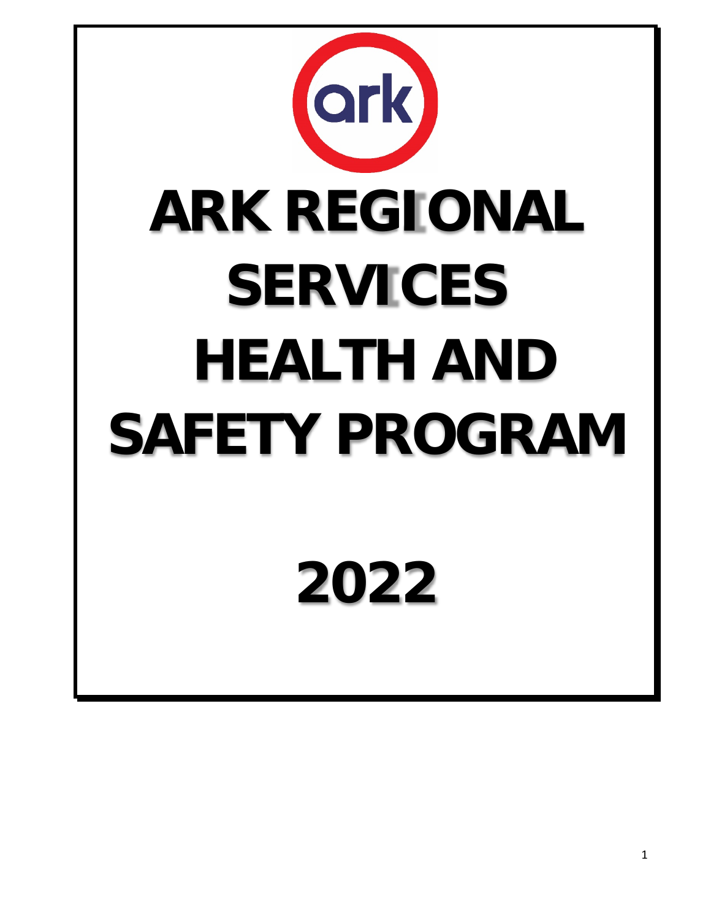ark

# ARK REGIONAL SERVICES HEALTH AND SAFETY PROGRAM

# 2022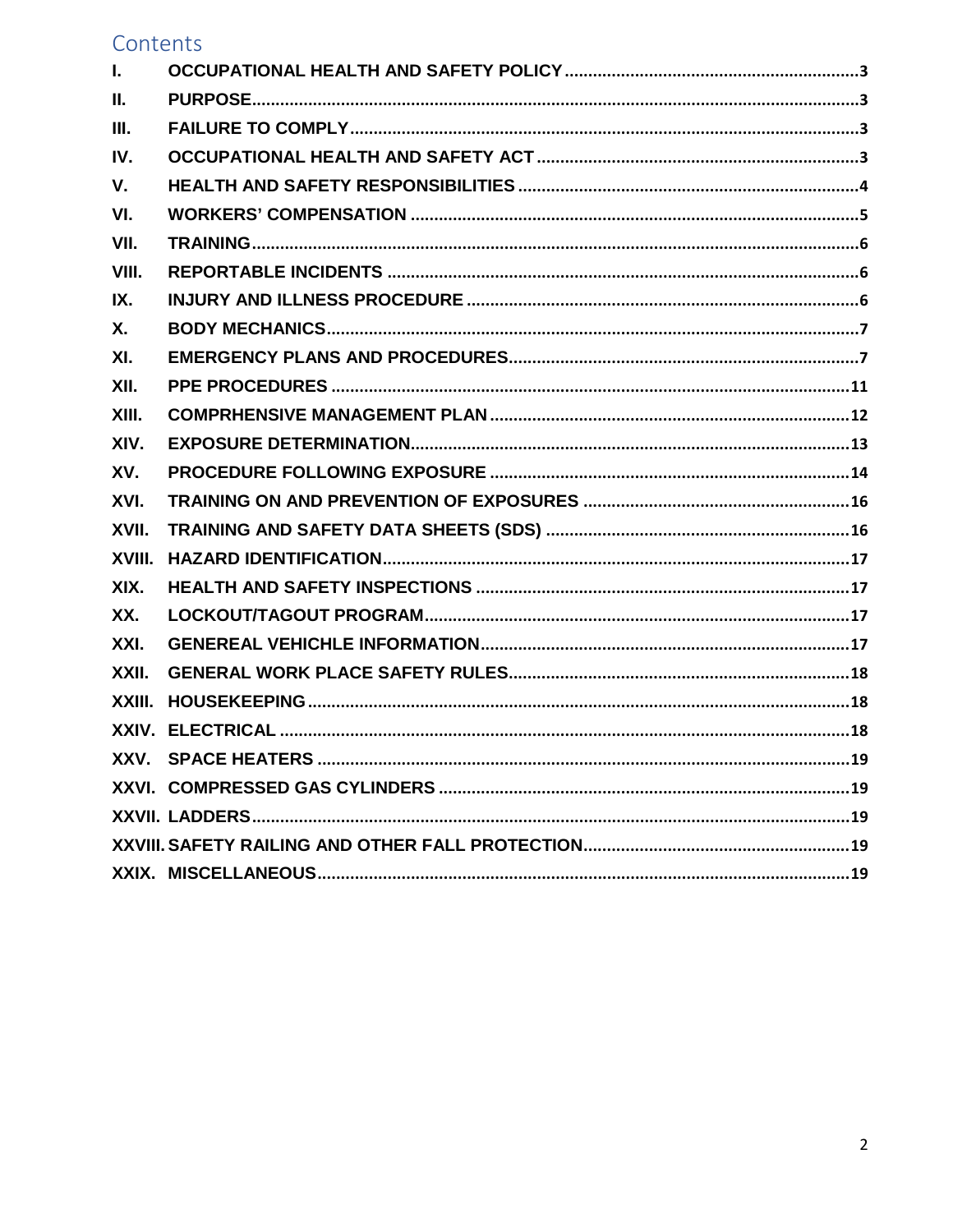# Contents

| | | |
|---|---|---|
| I. | OCCUPATIONAL HEALTH AND SAFETY POLICY | 3 |
| II. | PURPOSE | 3 |
| III. | FAILURE TO COMPLY | 3 |
| IV. | OCCUPATIONAL HEALTH AND SAFETY ACT | 3 |
| V. | HEALTH AND SAFETY RESPONSIBILITIES | 4 |
| VI. | WORKERS' COMPENSATION | 5 |
| VII. | TRAINING | 6 |
| VIII. | REPORTABLE INCIDENTS | 6 |
| IX. | INJURY AND ILLNESS PROCEDURE | 6 |
| X. | BODY MECHANICS | 7 |
| XI. | EMERGENCY PLANS AND PROCEDURES | 7 |
| XII. | PPE PROCEDURES | 11 |
| XIII. | COMPRHENSIVE MANAGEMENT PLAN | 12 |
| XIV. | EXPOSURE DETERMINATION | 13 |
| XV. | PROCEDURE FOLLOWING EXPOSURE | 14 |
| XVI. | TRAINING ON AND PREVENTION OF EXPOSURES | 16 |
| XVII. | TRAINING AND SAFETY DATA SHEETS (SDS) | 16 |
| XVIII. | HAZARD IDENTIFICATION | 17 |
| XIX. | HEALTH AND SAFETY INSPECTIONS | 17 |
| XX. | LOCKOUT/TAGOUT PROGRAM | 17 |
| XXI. | GENEREAL VEHICHLE INFORMATION | 17 |
| XXII. | GENERAL WORK PLACE SAFETY RULES | 18 |
| XXIII. | HOUSEKEEPING | 18 |
| XXIV. | ELECTRICAL | 18 |
| XXV. | SPACE HEATERS | 19 |
| XXVI. | COMPRESSED GAS CYLINDERS | 19 |
| XXVII. | LADDERS | 19 |
| XXVIII. | SAFETY RAILING AND OTHER FALL PROTECTION | 19 |
| XXIX. | MISCELLANEOUS | 19 |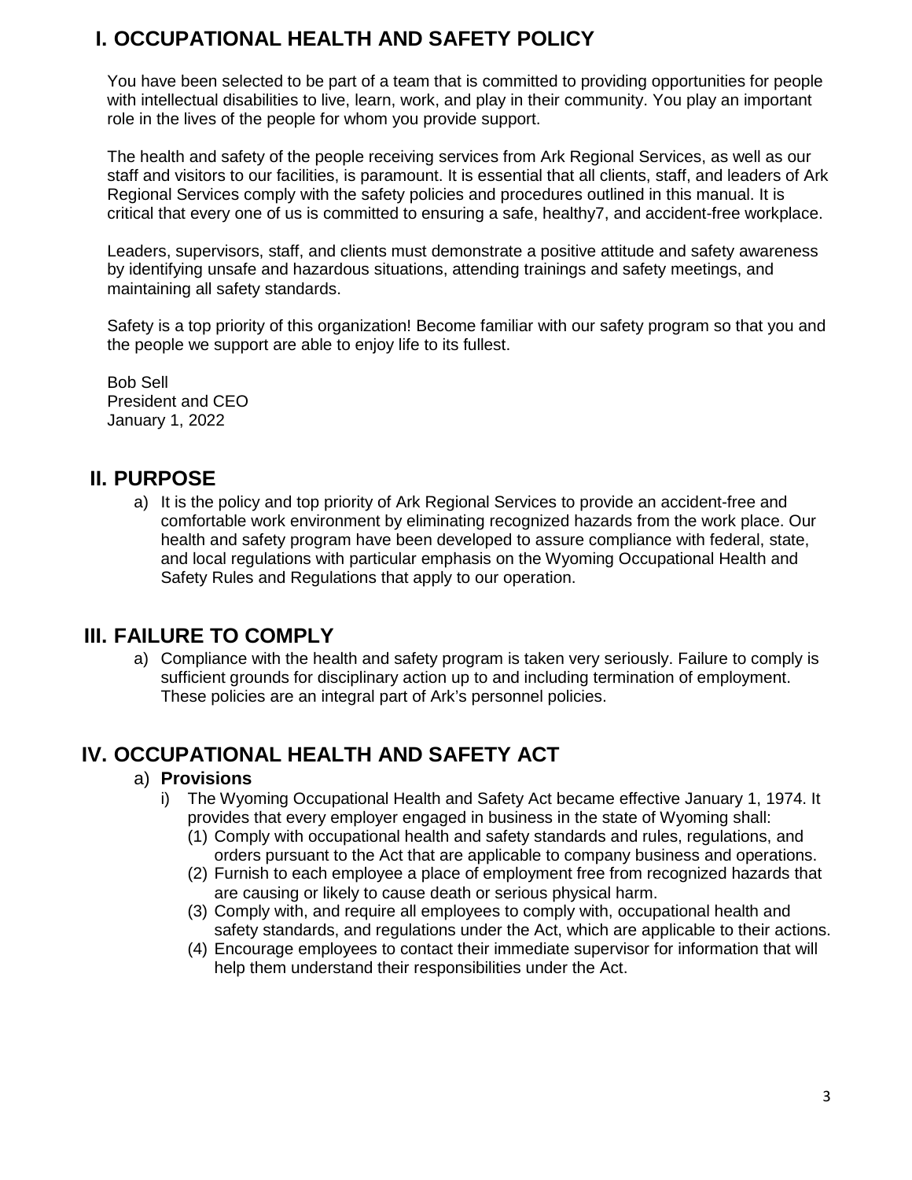## I. OCCUPATIONAL HEALTH AND SAFETY POLICY

You have been selected to be part of a team that is committed to providing opportunities for people with intellectual disabilities to live, learn, work, and play in their community. You play an important role in the lives of the people for whom you provide support.

The health and safety of the people receiving services from Ark Regional Services, as well as our staff and visitors to our facilities, is paramount. It is essential that all clients, staff, and leaders of Ark Regional Services comply with the safety policies and procedures outlined in this manual. It is critical that every one of us is committed to ensuring a safe, healthy7, and accident-free workplace.

Leaders, supervisors, staff, and clients must demonstrate a positive attitude and safety awareness by identifying unsafe and hazardous situations, attending trainings and safety meetings, and maintaining all safety standards.

Safety is a top priority of this organization! Become familiar with our safety program so that you and the people we support are able to enjoy life to its fullest.

Bob Sell
President and CEO
January 1, 2022

## II. PURPOSE

a) It is the policy and top priority of Ark Regional Services to provide an accident-free and comfortable work environment by eliminating recognized hazards from the work place. Our health and safety program have been developed to assure compliance with federal, state, and local regulations with particular emphasis on the Wyoming Occupational Health and Safety Rules and Regulations that apply to our operation.

## III. FAILURE TO COMPLY

a) Compliance with the health and safety program is taken very seriously. Failure to comply is sufficient grounds for disciplinary action up to and including termination of employment. These policies are an integral part of Ark's personnel policies.

## IV. OCCUPATIONAL HEALTH AND SAFETY ACT

a) **Provisions**

i) The Wyoming Occupational Health and Safety Act became effective January 1, 1974. It provides that every employer engaged in business in the state of Wyoming shall:

(1) Comply with occupational health and safety standards and rules, regulations, and orders pursuant to the Act that are applicable to company business and operations.

(2) Furnish to each employee a place of employment free from recognized hazards that are causing or likely to cause death or serious physical harm.

(3) Comply with, and require all employees to comply with, occupational health and safety standards, and regulations under the Act, which are applicable to their actions.

(4) Encourage employees to contact their immediate supervisor for information that will help them understand their responsibilities under the Act.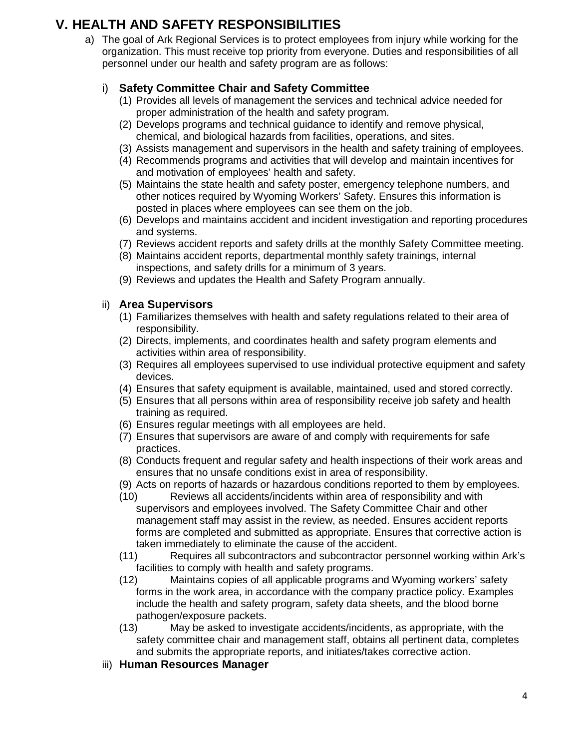# V. HEALTH AND SAFETY RESPONSIBILITIES

a) The goal of Ark Regional Services is to protect employees from injury while working for the organization. This must receive top priority from everyone. Duties and responsibilities of all personnel under our health and safety program are as follows:

i) **Safety Committee Chair and Safety Committee**

(1) Provides all levels of management the services and technical advice needed for proper administration of the health and safety program.
(2) Develops programs and technical guidance to identify and remove physical, chemical, and biological hazards from facilities, operations, and sites.
(3) Assists management and supervisors in the health and safety training of employees.
(4) Recommends programs and activities that will develop and maintain incentives for and motivation of employees' health and safety.
(5) Maintains the state health and safety poster, emergency telephone numbers, and other notices required by Wyoming Workers' Safety. Ensures this information is posted in places where employees can see them on the job.
(6) Develops and maintains accident and incident investigation and reporting procedures and systems.
(7) Reviews accident reports and safety drills at the monthly Safety Committee meeting.
(8) Maintains accident reports, departmental monthly safety trainings, internal inspections, and safety drills for a minimum of 3 years.
(9) Reviews and updates the Health and Safety Program annually.

ii) **Area Supervisors**

(1) Familiarizes themselves with health and safety regulations related to their area of responsibility.
(2) Directs, implements, and coordinates health and safety program elements and activities within area of responsibility.
(3) Requires all employees supervised to use individual protective equipment and safety devices.
(4) Ensures that safety equipment is available, maintained, used and stored correctly.
(5) Ensures that all persons within area of responsibility receive job safety and health training as required.
(6) Ensures regular meetings with all employees are held.
(7) Ensures that supervisors are aware of and comply with requirements for safe practices.
(8) Conducts frequent and regular safety and health inspections of their work areas and ensures that no unsafe conditions exist in area of responsibility.
(9) Acts on reports of hazards or hazardous conditions reported to them by employees.
(10) Reviews all accidents/incidents within area of responsibility and with supervisors and employees involved. The Safety Committee Chair and other management staff may assist in the review, as needed. Ensures accident reports forms are completed and submitted as appropriate. Ensures that corrective action is taken immediately to eliminate the cause of the accident.
(11) Requires all subcontractors and subcontractor personnel working within Ark's facilities to comply with health and safety programs.
(12) Maintains copies of all applicable programs and Wyoming workers' safety forms in the work area, in accordance with the company practice policy. Examples include the health and safety program, safety data sheets, and the blood borne pathogen/exposure packets.
(13) May be asked to investigate accidents/incidents, as appropriate, with the safety committee chair and management staff, obtains all pertinent data, completes and submits the appropriate reports, and initiates/takes corrective action.

iii) **Human Resources Manager**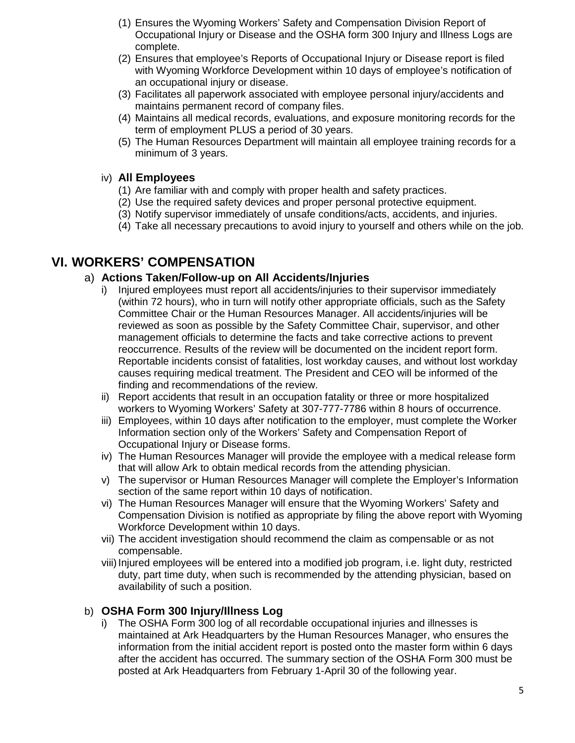(1) Ensures the Wyoming Workers' Safety and Compensation Division Report of Occupational Injury or Disease and the OSHA form 300 Injury and Illness Logs are complete.

(2) Ensures that employee's Reports of Occupational Injury or Disease report is filed with Wyoming Workforce Development within 10 days of employee's notification of an occupational injury or disease.

(3) Facilitates all paperwork associated with employee personal injury/accidents and maintains permanent record of company files.

(4) Maintains all medical records, evaluations, and exposure monitoring records for the term of employment PLUS a period of 30 years.

(5) The Human Resources Department will maintain all employee training records for a minimum of 3 years.

iv) **All Employees**

(1) Are familiar with and comply with proper health and safety practices.

(2) Use the required safety devices and proper personal protective equipment.

(3) Notify supervisor immediately of unsafe conditions/acts, accidents, and injuries.

(4) Take all necessary precautions to avoid injury to yourself and others while on the job.

# VI. WORKERS' COMPENSATION

## a) Actions Taken/Follow-up on All Accidents/Injuries

i) Injured employees must report all accidents/injuries to their supervisor immediately (within 72 hours), who in turn will notify other appropriate officials, such as the Safety Committee Chair or the Human Resources Manager. All accidents/injuries will be reviewed as soon as possible by the Safety Committee Chair, supervisor, and other management officials to determine the facts and take corrective actions to prevent reoccurrence. Results of the review will be documented on the incident report form. Reportable incidents consist of fatalities, lost workday causes, and without lost workday causes requiring medical treatment. The President and CEO will be informed of the finding and recommendations of the review.

ii) Report accidents that result in an occupation fatality or three or more hospitalized workers to Wyoming Workers' Safety at 307-777-7786 within 8 hours of occurrence.

iii) Employees, within 10 days after notification to the employer, must complete the Worker Information section only of the Workers' Safety and Compensation Report of Occupational Injury or Disease forms.

iv) The Human Resources Manager will provide the employee with a medical release form that will allow Ark to obtain medical records from the attending physician.

v) The supervisor or Human Resources Manager will complete the Employer's Information section of the same report within 10 days of notification.

vi) The Human Resources Manager will ensure that the Wyoming Workers' Safety and Compensation Division is notified as appropriate by filing the above report with Wyoming Workforce Development within 10 days.

vii) The accident investigation should recommend the claim as compensable or as not compensable.

viii) Injured employees will be entered into a modified job program, i.e. light duty, restricted duty, part time duty, when such is recommended by the attending physician, based on availability of such a position.

## b) OSHA Form 300 Injury/Illness Log

i) The OSHA Form 300 log of all recordable occupational injuries and illnesses is maintained at Ark Headquarters by the Human Resources Manager, who ensures the information from the initial accident report is posted onto the master form within 6 days after the accident has occurred. The summary section of the OSHA Form 300 must be posted at Ark Headquarters from February 1-April 30 of the following year.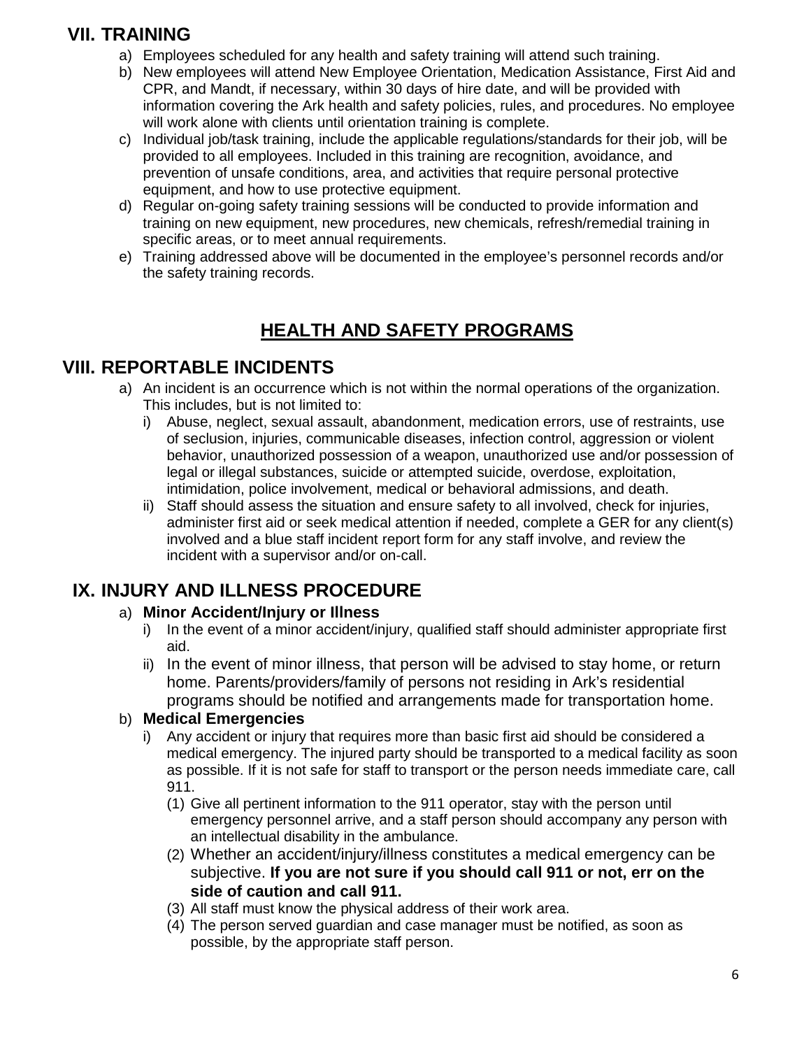## VII. TRAINING

a) Employees scheduled for any health and safety training will attend such training.

b) New employees will attend New Employee Orientation, Medication Assistance, First Aid and CPR, and Mandt, if necessary, within 30 days of hire date, and will be provided with information covering the Ark health and safety policies, rules, and procedures. No employee will work alone with clients until orientation training is complete.

c) Individual job/task training, include the applicable regulations/standards for their job, will be provided to all employees. Included in this training are recognition, avoidance, and prevention of unsafe conditions, area, and activities that require personal protective equipment, and how to use protective equipment.

d) Regular on-going safety training sessions will be conducted to provide information and training on new equipment, new procedures, new chemicals, refresh/remedial training in specific areas, or to meet annual requirements.

e) Training addressed above will be documented in the employee's personnel records and/or the safety training records.

# HEALTH AND SAFETY PROGRAMS

## VIII. REPORTABLE INCIDENTS

a) An incident is an occurrence which is not within the normal operations of the organization. This includes, but is not limited to:

   i) Abuse, neglect, sexual assault, abandonment, medication errors, use of restraints, use of seclusion, injuries, communicable diseases, infection control, aggression or violent behavior, unauthorized possession of a weapon, unauthorized use and/or possession of legal or illegal substances, suicide or attempted suicide, overdose, exploitation, intimidation, police involvement, medical or behavioral admissions, and death.

   ii) Staff should assess the situation and ensure safety to all involved, check for injuries, administer first aid or seek medical attention if needed, complete a GER for any client(s) involved and a blue staff incident report form for any staff involve, and review the incident with a supervisor and/or on-call.

## IX. INJURY AND ILLNESS PROCEDURE

a) **Minor Accident/Injury or Illness**

   i) In the event of a minor accident/injury, qualified staff should administer appropriate first aid.

   ii) In the event of minor illness, that person will be advised to stay home, or return home. Parents/providers/family of persons not residing in Ark's residential programs should be notified and arrangements made for transportation home.

b) **Medical Emergencies**

   i) Any accident or injury that requires more than basic first aid should be considered a medical emergency. The injured party should be transported to a medical facility as soon as possible. If it is not safe for staff to transport or the person needs immediate care, call 911.

      (1) Give all pertinent information to the 911 operator, stay with the person until emergency personnel arrive, and a staff person should accompany any person with an intellectual disability in the ambulance.

      (2) Whether an accident/injury/illness constitutes a medical emergency can be subjective. **If you are not sure if you should call 911 or not, err on the side of caution and call 911.**

      (3) All staff must know the physical address of their work area.

      (4) The person served guardian and case manager must be notified, as soon as possible, by the appropriate staff person.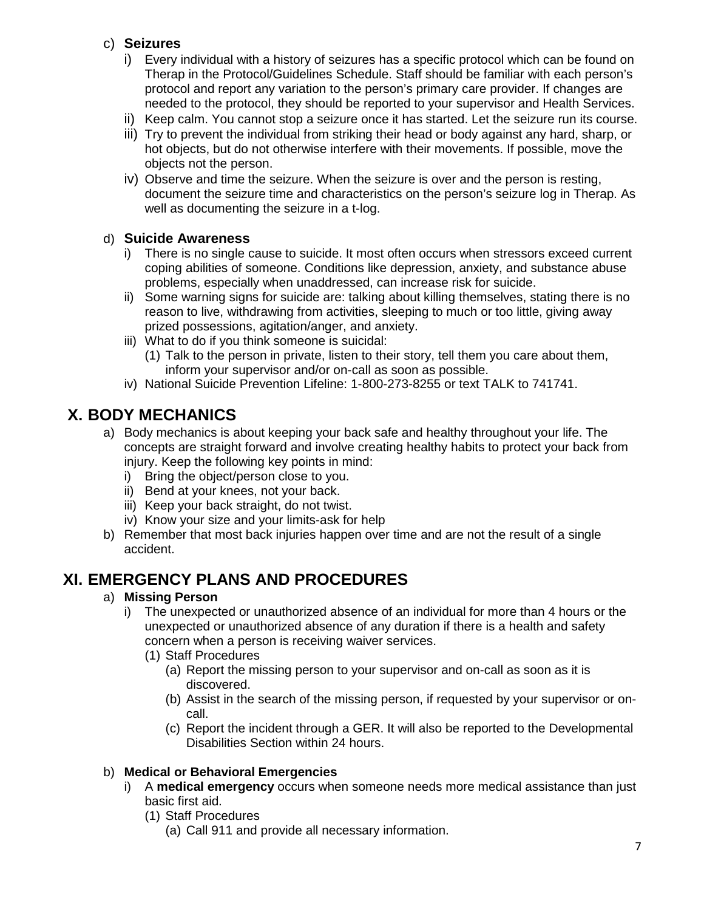c) **Seizures**

i) Every individual with a history of seizures has a specific protocol which can be found on Therap in the Protocol/Guidelines Schedule. Staff should be familiar with each person's protocol and report any variation to the person's primary care provider. If changes are needed to the protocol, they should be reported to your supervisor and Health Services.

ii) Keep calm. You cannot stop a seizure once it has started. Let the seizure run its course.

iii) Try to prevent the individual from striking their head or body against any hard, sharp, or hot objects, but do not otherwise interfere with their movements. If possible, move the objects not the person.

iv) Observe and time the seizure. When the seizure is over and the person is resting, document the seizure time and characteristics on the person's seizure log in Therap. As well as documenting the seizure in a t-log.

d) **Suicide Awareness**

i) There is no single cause to suicide. It most often occurs when stressors exceed current coping abilities of someone. Conditions like depression, anxiety, and substance abuse problems, especially when unaddressed, can increase risk for suicide.

ii) Some warning signs for suicide are: talking about killing themselves, stating there is no reason to live, withdrawing from activities, sleeping to much or too little, giving away prized possessions, agitation/anger, and anxiety.

iii) What to do if you think someone is suicidal:

(1) Talk to the person in private, listen to their story, tell them you care about them, inform your supervisor and/or on-call as soon as possible.

iv) National Suicide Prevention Lifeline: 1-800-273-8255 or text TALK to 741741.

## X. BODY MECHANICS

a) Body mechanics is about keeping your back safe and healthy throughout your life. The concepts are straight forward and involve creating healthy habits to protect your back from injury. Keep the following key points in mind:

i) Bring the object/person close to you.

ii) Bend at your knees, not your back.

iii) Keep your back straight, do not twist.

iv) Know your size and your limits-ask for help

b) Remember that most back injuries happen over time and are not the result of a single accident.

## XI. EMERGENCY PLANS AND PROCEDURES

a) **Missing Person**

i) The unexpected or unauthorized absence of an individual for more than 4 hours or the unexpected or unauthorized absence of any duration if there is a health and safety concern when a person is receiving waiver services.

(1) Staff Procedures

(a) Report the missing person to your supervisor and on-call as soon as it is discovered.

(b) Assist in the search of the missing person, if requested by your supervisor or on-call.

(c) Report the incident through a GER. It will also be reported to the Developmental Disabilities Section within 24 hours.

b) **Medical or Behavioral Emergencies**

i) A **medical emergency** occurs when someone needs more medical assistance than just basic first aid.

(1) Staff Procedures

(a) Call 911 and provide all necessary information.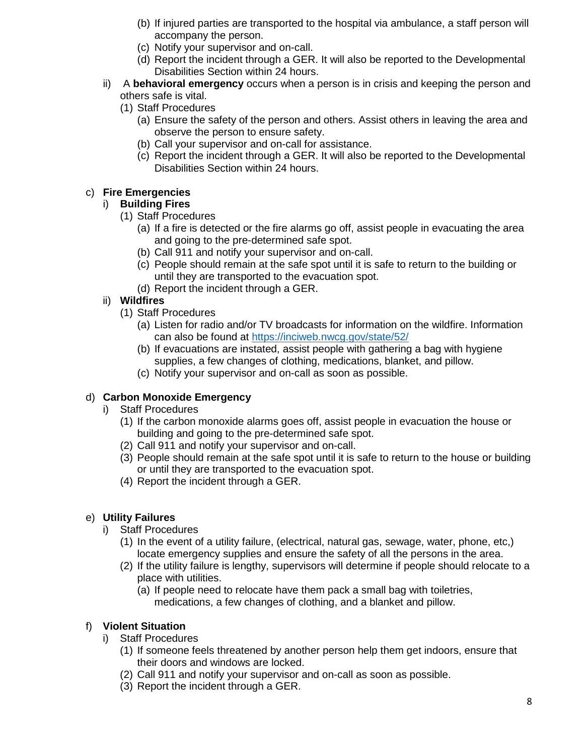(b) If injured parties are transported to the hospital via ambulance, a staff person will accompany the person.
(c) Notify your supervisor and on-call.
(d) Report the incident through a GER. It will also be reported to the Developmental Disabilities Section within 24 hours.

ii) A **behavioral emergency** occurs when a person is in crisis and keeping the person and others safe is vital.

(1) Staff Procedures
(a) Ensure the safety of the person and others. Assist others in leaving the area and observe the person to ensure safety.
(b) Call your supervisor and on-call for assistance.
(c) Report the incident through a GER. It will also be reported to the Developmental Disabilities Section within 24 hours.

c) **Fire Emergencies**

i) **Building Fires**

(1) Staff Procedures
(a) If a fire is detected or the fire alarms go off, assist people in evacuating the area and going to the pre-determined safe spot.
(b) Call 911 and notify your supervisor and on-call.
(c) People should remain at the safe spot until it is safe to return to the building or until they are transported to the evacuation spot.
(d) Report the incident through a GER.

ii) **Wildfires**

(1) Staff Procedures
(a) Listen for radio and/or TV broadcasts for information on the wildfire. Information can also be found at https://inciweb.nwcg.gov/state/52/
(b) If evacuations are instated, assist people with gathering a bag with hygiene supplies, a few changes of clothing, medications, blanket, and pillow.
(c) Notify your supervisor and on-call as soon as possible.

d) **Carbon Monoxide Emergency**

i) Staff Procedures
(1) If the carbon monoxide alarms goes off, assist people in evacuation the house or building and going to the pre-determined safe spot.
(2) Call 911 and notify your supervisor and on-call.
(3) People should remain at the safe spot until it is safe to return to the house or building or until they are transported to the evacuation spot.
(4) Report the incident through a GER.

e) **Utility Failures**

i) Staff Procedures
(1) In the event of a utility failure, (electrical, natural gas, sewage, water, phone, etc,) locate emergency supplies and ensure the safety of all the persons in the area.
(2) If the utility failure is lengthy, supervisors will determine if people should relocate to a place with utilities.
(a) If people need to relocate have them pack a small bag with toiletries, medications, a few changes of clothing, and a blanket and pillow.

f) **Violent Situation**

i) Staff Procedures
(1) If someone feels threatened by another person help them get indoors, ensure that their doors and windows are locked.
(2) Call 911 and notify your supervisor and on-call as soon as possible.
(3) Report the incident through a GER.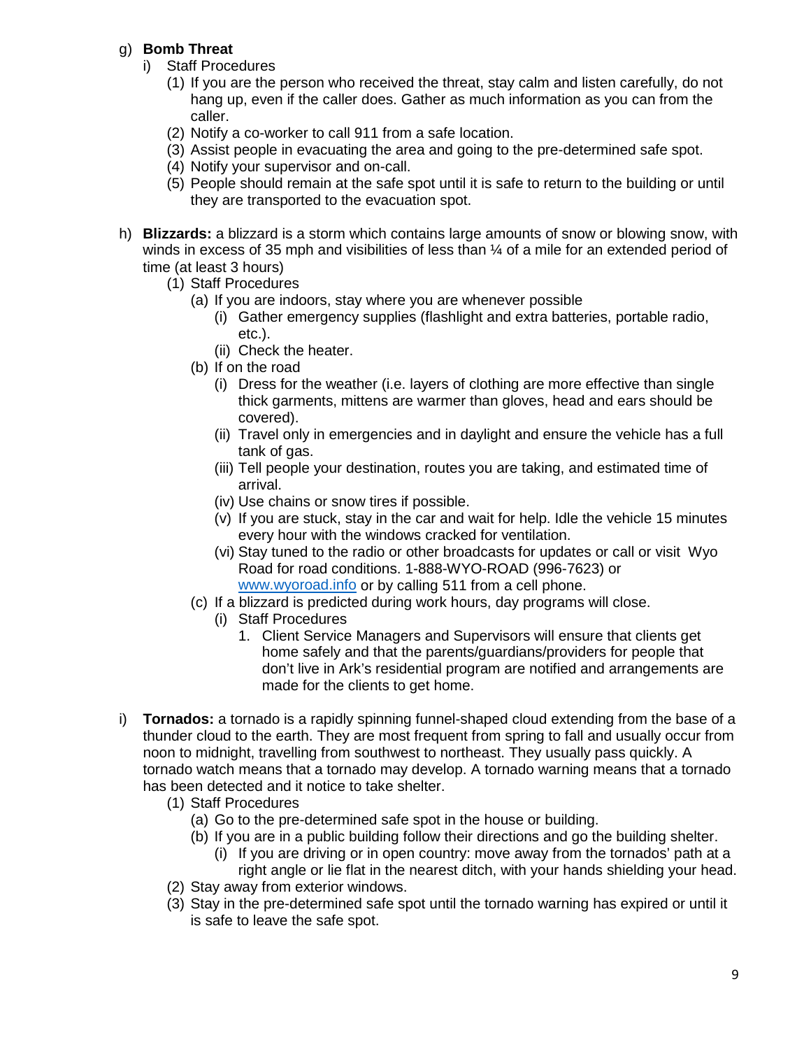g) **Bomb Threat**
   i) Staff Procedures
      (1) If you are the person who received the threat, stay calm and listen carefully, do not hang up, even if the caller does. Gather as much information as you can from the caller.
      (2) Notify a co-worker to call 911 from a safe location.
      (3) Assist people in evacuating the area and going to the pre-determined safe spot.
      (4) Notify your supervisor and on-call.
      (5) People should remain at the safe spot until it is safe to return to the building or until they are transported to the evacuation spot.

h) **Blizzards:** a blizzard is a storm which contains large amounts of snow or blowing snow, with winds in excess of 35 mph and visibilities of less than ¼ of a mile for an extended period of time (at least 3 hours)
   (1) Staff Procedures
      (a) If you are indoors, stay where you are whenever possible
         (i) Gather emergency supplies (flashlight and extra batteries, portable radio, etc.).
         (ii) Check the heater.
      (b) If on the road
         (i) Dress for the weather (i.e. layers of clothing are more effective than single thick garments, mittens are warmer than gloves, head and ears should be covered).
         (ii) Travel only in emergencies and in daylight and ensure the vehicle has a full tank of gas.
         (iii) Tell people your destination, routes you are taking, and estimated time of arrival.
         (iv) Use chains or snow tires if possible.
         (v) If you are stuck, stay in the car and wait for help. Idle the vehicle 15 minutes every hour with the windows cracked for ventilation.
         (vi) Stay tuned to the radio or other broadcasts for updates or call or visit Wyo Road for road conditions. 1-888-WYO-ROAD (996-7623) or www.wyoroad.info or by calling 511 from a cell phone.
      (c) If a blizzard is predicted during work hours, day programs will close.
         (i) Staff Procedures
            1. Client Service Managers and Supervisors will ensure that clients get home safely and that the parents/guardians/providers for people that don't live in Ark's residential program are notified and arrangements are made for the clients to get home.

i) **Tornados:** a tornado is a rapidly spinning funnel-shaped cloud extending from the base of a thunder cloud to the earth. They are most frequent from spring to fall and usually occur from noon to midnight, travelling from southwest to northeast. They usually pass quickly. A tornado watch means that a tornado may develop. A tornado warning means that a tornado has been detected and it notice to take shelter.
   (1) Staff Procedures
      (a) Go to the pre-determined safe spot in the house or building.
      (b) If you are in a public building follow their directions and go the building shelter.
         (i) If you are driving or in open country: move away from the tornados' path at a right angle or lie flat in the nearest ditch, with your hands shielding your head.
   (2) Stay away from exterior windows.
   (3) Stay in the pre-determined safe spot until the tornado warning has expired or until it is safe to leave the safe spot.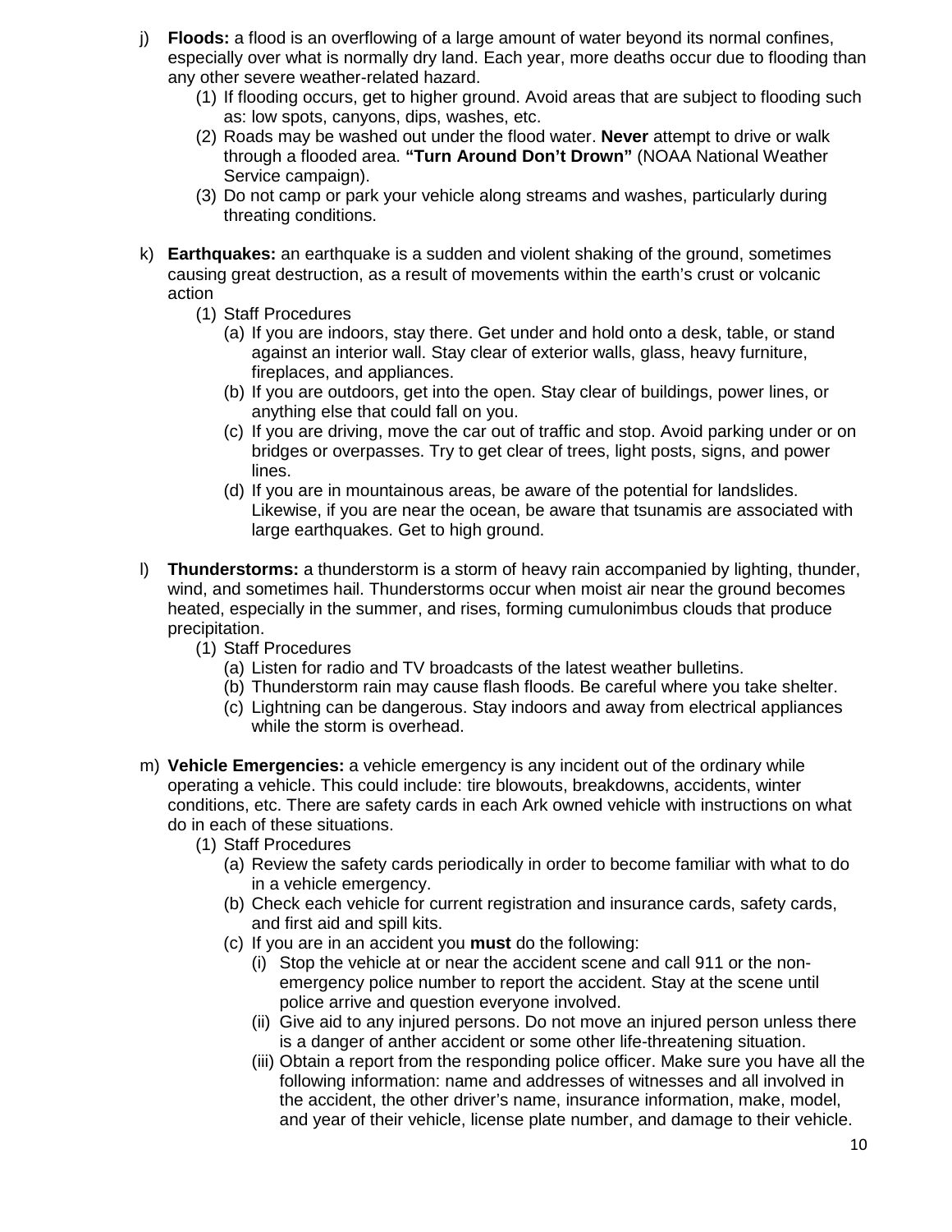j) **Floods:** a flood is an overflowing of a large amount of water beyond its normal confines, especially over what is normally dry land. Each year, more deaths occur due to flooding than any other severe weather-related hazard.
   (1) If flooding occurs, get to higher ground. Avoid areas that are subject to flooding such as: low spots, canyons, dips, washes, etc.
   (2) Roads may be washed out under the flood water. **Never** attempt to drive or walk through a flooded area. **"Turn Around Don't Drown"** (NOAA National Weather Service campaign).
   (3) Do not camp or park your vehicle along streams and washes, particularly during threating conditions.

k) **Earthquakes:** an earthquake is a sudden and violent shaking of the ground, sometimes causing great destruction, as a result of movements within the earth's crust or volcanic action
   (1) Staff Procedures
      (a) If you are indoors, stay there. Get under and hold onto a desk, table, or stand against an interior wall. Stay clear of exterior walls, glass, heavy furniture, fireplaces, and appliances.
      (b) If you are outdoors, get into the open. Stay clear of buildings, power lines, or anything else that could fall on you.
      (c) If you are driving, move the car out of traffic and stop. Avoid parking under or on bridges or overpasses. Try to get clear of trees, light posts, signs, and power lines.
      (d) If you are in mountainous areas, be aware of the potential for landslides. Likewise, if you are near the ocean, be aware that tsunamis are associated with large earthquakes. Get to high ground.

l) **Thunderstorms:** a thunderstorm is a storm of heavy rain accompanied by lighting, thunder, wind, and sometimes hail. Thunderstorms occur when moist air near the ground becomes heated, especially in the summer, and rises, forming cumulonimbus clouds that produce precipitation.
   (1) Staff Procedures
      (a) Listen for radio and TV broadcasts of the latest weather bulletins.
      (b) Thunderstorm rain may cause flash floods. Be careful where you take shelter.
      (c) Lightning can be dangerous. Stay indoors and away from electrical appliances while the storm is overhead.

m) **Vehicle Emergencies:** a vehicle emergency is any incident out of the ordinary while operating a vehicle. This could include: tire blowouts, breakdowns, accidents, winter conditions, etc. There are safety cards in each Ark owned vehicle with instructions on what do in each of these situations.
   (1) Staff Procedures
      (a) Review the safety cards periodically in order to become familiar with what to do in a vehicle emergency.
      (b) Check each vehicle for current registration and insurance cards, safety cards, and first aid and spill kits.
      (c) If you are in an accident you **must** do the following:
         (i) Stop the vehicle at or near the accident scene and call 911 or the non-emergency police number to report the accident. Stay at the scene until police arrive and question everyone involved.
         (ii) Give aid to any injured persons. Do not move an injured person unless there is a danger of anther accident or some other life-threatening situation.
         (iii) Obtain a report from the responding police officer. Make sure you have all the following information: name and addresses of witnesses and all involved in the accident, the other driver's name, insurance information, make, model, and year of their vehicle, license plate number, and damage to their vehicle.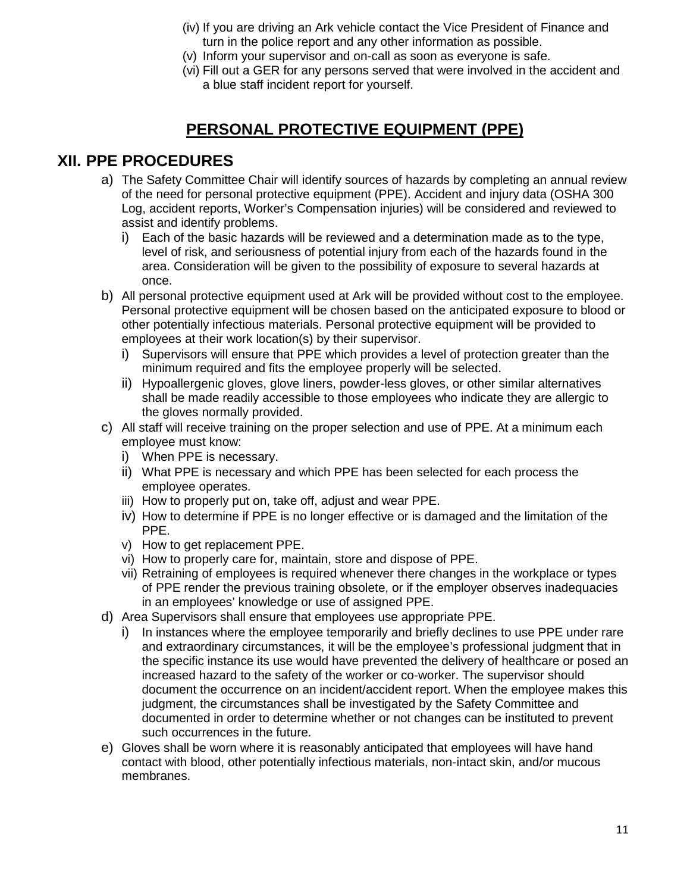(iv) If you are driving an Ark vehicle contact the Vice President of Finance and turn in the police report and any other information as possible.
(v) Inform your supervisor and on-call as soon as everyone is safe.
(vi) Fill out a GER for any persons served that were involved in the accident and a blue staff incident report for yourself.

# PERSONAL PROTECTIVE EQUIPMENT (PPE)

## XII. PPE PROCEDURES

a) The Safety Committee Chair will identify sources of hazards by completing an annual review of the need for personal protective equipment (PPE). Accident and injury data (OSHA 300 Log, accident reports, Worker's Compensation injuries) will be considered and reviewed to assist and identify problems.
   i) Each of the basic hazards will be reviewed and a determination made as to the type, level of risk, and seriousness of potential injury from each of the hazards found in the area. Consideration will be given to the possibility of exposure to several hazards at once.
b) All personal protective equipment used at Ark will be provided without cost to the employee. Personal protective equipment will be chosen based on the anticipated exposure to blood or other potentially infectious materials. Personal protective equipment will be provided to employees at their work location(s) by their supervisor.
   i) Supervisors will ensure that PPE which provides a level of protection greater than the minimum required and fits the employee properly will be selected.
   ii) Hypoallergenic gloves, glove liners, powder-less gloves, or other similar alternatives shall be made readily accessible to those employees who indicate they are allergic to the gloves normally provided.
c) All staff will receive training on the proper selection and use of PPE. At a minimum each employee must know:
   i) When PPE is necessary.
   ii) What PPE is necessary and which PPE has been selected for each process the employee operates.
   iii) How to properly put on, take off, adjust and wear PPE.
   iv) How to determine if PPE is no longer effective or is damaged and the limitation of the PPE.
   v) How to get replacement PPE.
   vi) How to properly care for, maintain, store and dispose of PPE.
   vii) Retraining of employees is required whenever there changes in the workplace or types of PPE render the previous training obsolete, or if the employer observes inadequacies in an employees' knowledge or use of assigned PPE.
d) Area Supervisors shall ensure that employees use appropriate PPE.
   i) In instances where the employee temporarily and briefly declines to use PPE under rare and extraordinary circumstances, it will be the employee's professional judgment that in the specific instance its use would have prevented the delivery of healthcare or posed an increased hazard to the safety of the worker or co-worker. The supervisor should document the occurrence on an incident/accident report. When the employee makes this judgment, the circumstances shall be investigated by the Safety Committee and documented in order to determine whether or not changes can be instituted to prevent such occurrences in the future.
e) Gloves shall be worn where it is reasonably anticipated that employees will have hand contact with blood, other potentially infectious materials, non-intact skin, and/or mucous membranes.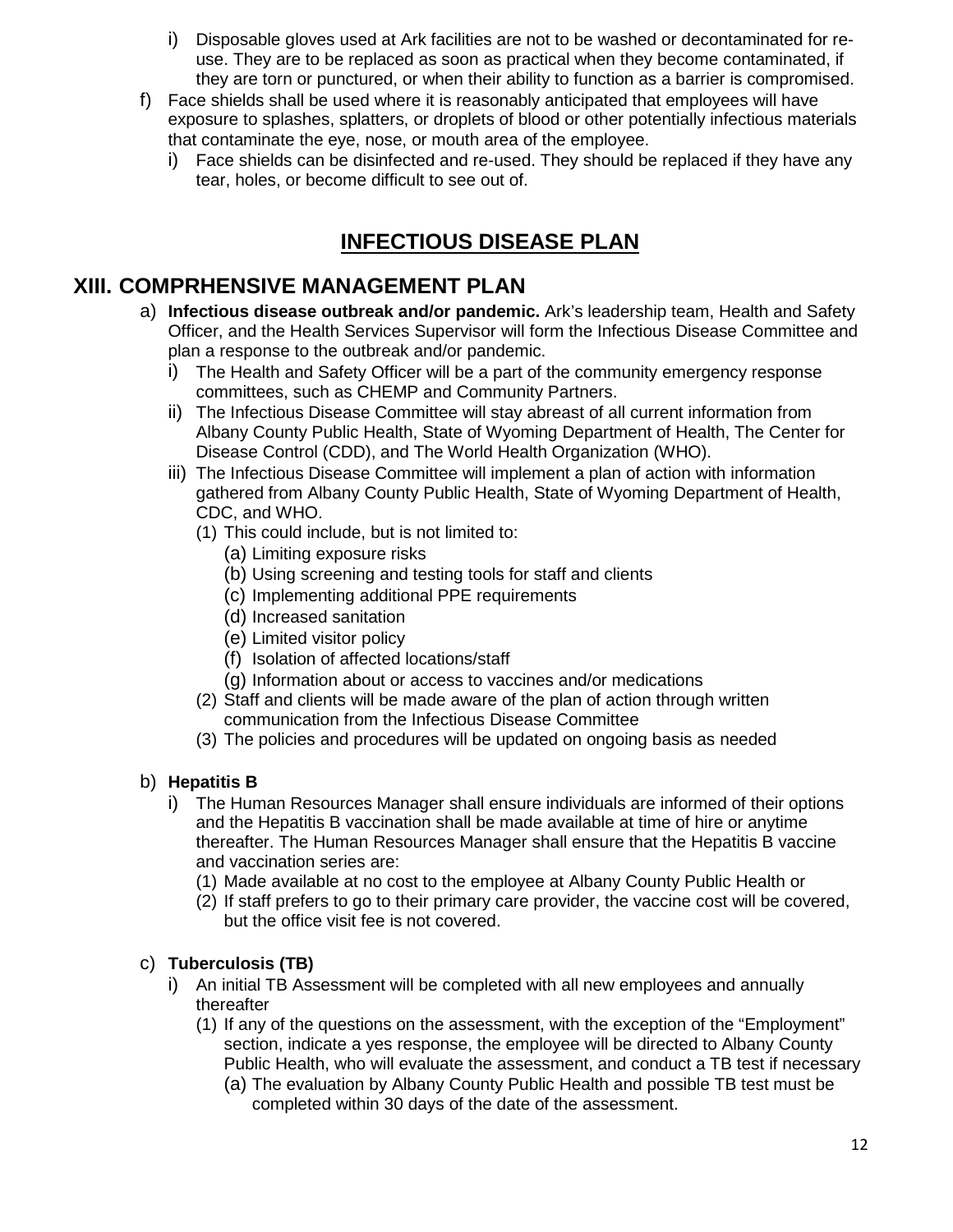i) Disposable gloves used at Ark facilities are not to be washed or decontaminated for re-use. They are to be replaced as soon as practical when they become contaminated, if they are torn or punctured, or when their ability to function as a barrier is compromised.

f) Face shields shall be used where it is reasonably anticipated that employees will have exposure to splashes, splatters, or droplets of blood or other potentially infectious materials that contaminate the eye, nose, or mouth area of the employee.

  i) Face shields can be disinfected and re-used. They should be replaced if they have any tear, holes, or become difficult to see out of.

# INFECTIOUS DISEASE PLAN

## XIII. COMPRHENSIVE MANAGEMENT PLAN

a) **Infectious disease outbreak and/or pandemic.** Ark's leadership team, Health and Safety Officer, and the Health Services Supervisor will form the Infectious Disease Committee and plan a response to the outbreak and/or pandemic.

  i) The Health and Safety Officer will be a part of the community emergency response committees, such as CHEMP and Community Partners.

  ii) The Infectious Disease Committee will stay abreast of all current information from Albany County Public Health, State of Wyoming Department of Health, The Center for Disease Control (CDD), and The World Health Organization (WHO).

  iii) The Infectious Disease Committee will implement a plan of action with information gathered from Albany County Public Health, State of Wyoming Department of Health, CDC, and WHO.

    (1) This could include, but is not limited to:

      (a) Limiting exposure risks
      (b) Using screening and testing tools for staff and clients
      (c) Implementing additional PPE requirements
      (d) Increased sanitation
      (e) Limited visitor policy
      (f) Isolation of affected locations/staff
      (g) Information about or access to vaccines and/or medications

    (2) Staff and clients will be made aware of the plan of action through written communication from the Infectious Disease Committee

    (3) The policies and procedures will be updated on ongoing basis as needed

b) **Hepatitis B**

  i) The Human Resources Manager shall ensure individuals are informed of their options and the Hepatitis B vaccination shall be made available at time of hire or anytime thereafter. The Human Resources Manager shall ensure that the Hepatitis B vaccine and vaccination series are:

    (1) Made available at no cost to the employee at Albany County Public Health or

    (2) If staff prefers to go to their primary care provider, the vaccine cost will be covered, but the office visit fee is not covered.

c) **Tuberculosis (TB)**

  i) An initial TB Assessment will be completed with all new employees and annually thereafter

    (1) If any of the questions on the assessment, with the exception of the "Employment" section, indicate a yes response, the employee will be directed to Albany County Public Health, who will evaluate the assessment, and conduct a TB test if necessary

      (a) The evaluation by Albany County Public Health and possible TB test must be completed within 30 days of the date of the assessment.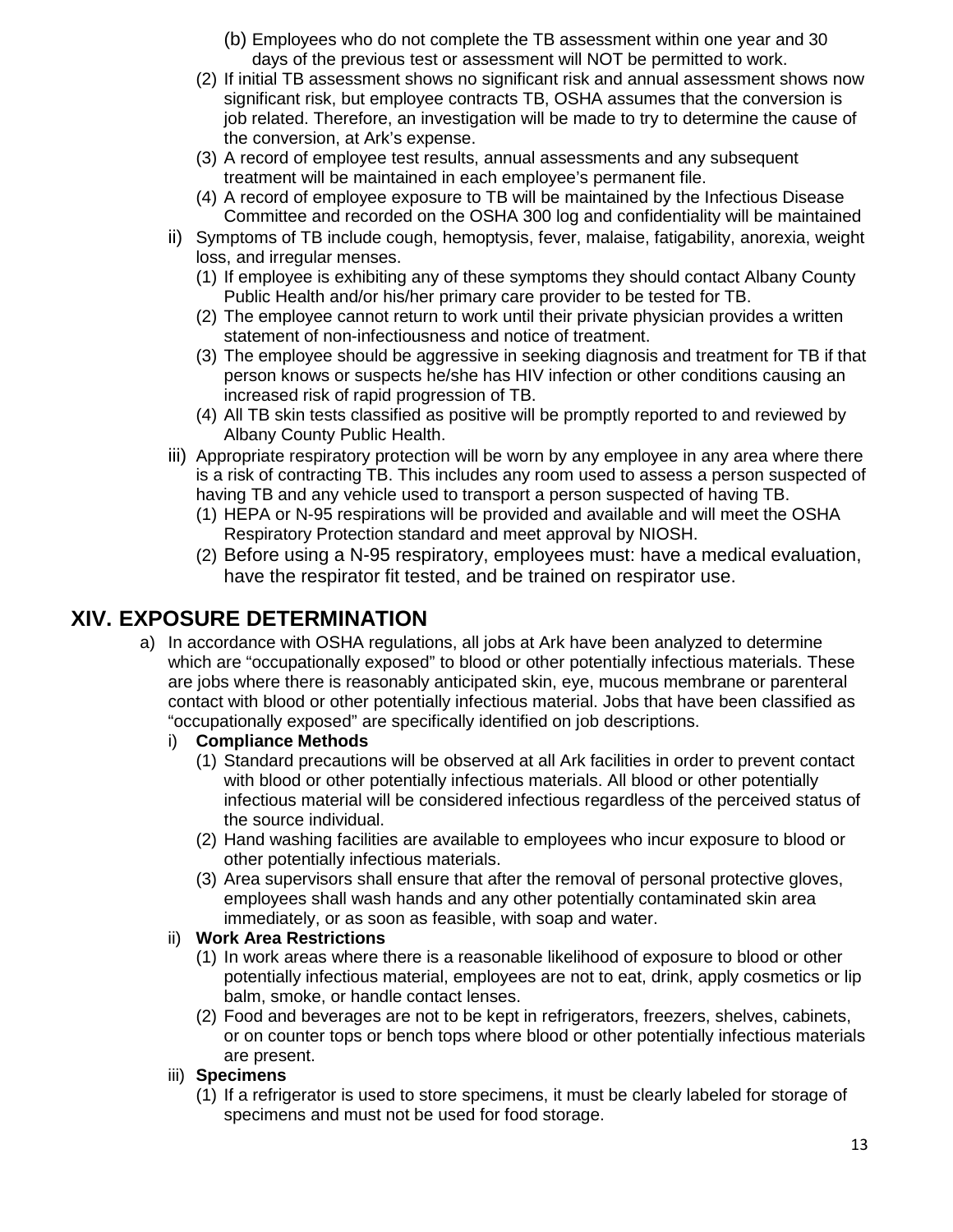(b) Employees who do not complete the TB assessment within one year and 30 days of the previous test or assessment will NOT be permitted to work.

(2) If initial TB assessment shows no significant risk and annual assessment shows now significant risk, but employee contracts TB, OSHA assumes that the conversion is job related. Therefore, an investigation will be made to try to determine the cause of the conversion, at Ark's expense.

(3) A record of employee test results, annual assessments and any subsequent treatment will be maintained in each employee's permanent file.

(4) A record of employee exposure to TB will be maintained by the Infectious Disease Committee and recorded on the OSHA 300 log and confidentiality will be maintained

ii) Symptoms of TB include cough, hemoptysis, fever, malaise, fatigability, anorexia, weight loss, and irregular menses.

(1) If employee is exhibiting any of these symptoms they should contact Albany County Public Health and/or his/her primary care provider to be tested for TB.

(2) The employee cannot return to work until their private physician provides a written statement of non-infectiousness and notice of treatment.

(3) The employee should be aggressive in seeking diagnosis and treatment for TB if that person knows or suspects he/she has HIV infection or other conditions causing an increased risk of rapid progression of TB.

(4) All TB skin tests classified as positive will be promptly reported to and reviewed by Albany County Public Health.

iii) Appropriate respiratory protection will be worn by any employee in any area where there is a risk of contracting TB. This includes any room used to assess a person suspected of having TB and any vehicle used to transport a person suspected of having TB.

(1) HEPA or N-95 respirations will be provided and available and will meet the OSHA Respiratory Protection standard and meet approval by NIOSH.

(2) Before using a N-95 respiratory, employees must: have a medical evaluation, have the respirator fit tested, and be trained on respirator use.

## XIV. EXPOSURE DETERMINATION

a) In accordance with OSHA regulations, all jobs at Ark have been analyzed to determine which are "occupationally exposed" to blood or other potentially infectious materials. These are jobs where there is reasonably anticipated skin, eye, mucous membrane or parenteral contact with blood or other potentially infectious material. Jobs that have been classified as "occupationally exposed" are specifically identified on job descriptions.

i) **Compliance Methods**

(1) Standard precautions will be observed at all Ark facilities in order to prevent contact with blood or other potentially infectious materials. All blood or other potentially infectious material will be considered infectious regardless of the perceived status of the source individual.

(2) Hand washing facilities are available to employees who incur exposure to blood or other potentially infectious materials.

(3) Area supervisors shall ensure that after the removal of personal protective gloves, employees shall wash hands and any other potentially contaminated skin area immediately, or as soon as feasible, with soap and water.

ii) **Work Area Restrictions**

(1) In work areas where there is a reasonable likelihood of exposure to blood or other potentially infectious material, employees are not to eat, drink, apply cosmetics or lip balm, smoke, or handle contact lenses.

(2) Food and beverages are not to be kept in refrigerators, freezers, shelves, cabinets, or on counter tops or bench tops where blood or other potentially infectious materials are present.

iii) **Specimens**

(1) If a refrigerator is used to store specimens, it must be clearly labeled for storage of specimens and must not be used for food storage.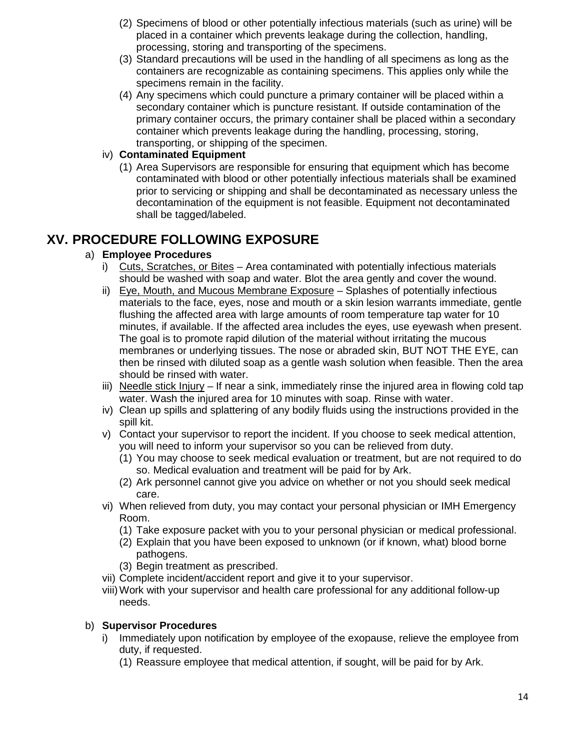(2) Specimens of blood or other potentially infectious materials (such as urine) will be placed in a container which prevents leakage during the collection, handling, processing, storing and transporting of the specimens.

(3) Standard precautions will be used in the handling of all specimens as long as the containers are recognizable as containing specimens. This applies only while the specimens remain in the facility.

(4) Any specimens which could puncture a primary container will be placed within a secondary container which is puncture resistant. If outside contamination of the primary container occurs, the primary container shall be placed within a secondary container which prevents leakage during the handling, processing, storing, transporting, or shipping of the specimen.

iv) **Contaminated Equipment**

(1) Area Supervisors are responsible for ensuring that equipment which has become contaminated with blood or other potentially infectious materials shall be examined prior to servicing or shipping and shall be decontaminated as necessary unless the decontamination of the equipment is not feasible. Equipment not decontaminated shall be tagged/labeled.

## XV. PROCEDURE FOLLOWING EXPOSURE

a) **Employee Procedures**

i) Cuts, Scratches, or Bites – Area contaminated with potentially infectious materials should be washed with soap and water. Blot the area gently and cover the wound.

ii) Eye, Mouth, and Mucous Membrane Exposure – Splashes of potentially infectious materials to the face, eyes, nose and mouth or a skin lesion warrants immediate, gentle flushing the affected area with large amounts of room temperature tap water for 10 minutes, if available. If the affected area includes the eyes, use eyewash when present. The goal is to promote rapid dilution of the material without irritating the mucous membranes or underlying tissues. The nose or abraded skin, BUT NOT THE EYE, can then be rinsed with diluted soap as a gentle wash solution when feasible. Then the area should be rinsed with water.

iii) Needle stick Injury – If near a sink, immediately rinse the injured area in flowing cold tap water. Wash the injured area for 10 minutes with soap. Rinse with water.

iv) Clean up spills and splattering of any bodily fluids using the instructions provided in the spill kit.

v) Contact your supervisor to report the incident. If you choose to seek medical attention, you will need to inform your supervisor so you can be relieved from duty.

(1) You may choose to seek medical evaluation or treatment, but are not required to do so. Medical evaluation and treatment will be paid for by Ark.

(2) Ark personnel cannot give you advice on whether or not you should seek medical care.

vi) When relieved from duty, you may contact your personal physician or IMH Emergency Room.

(1) Take exposure packet with you to your personal physician or medical professional.

(2) Explain that you have been exposed to unknown (or if known, what) blood borne pathogens.

(3) Begin treatment as prescribed.

vii) Complete incident/accident report and give it to your supervisor.

viii) Work with your supervisor and health care professional for any additional follow-up needs.

b) **Supervisor Procedures**

i) Immediately upon notification by employee of the exopause, relieve the employee from duty, if requested.

(1) Reassure employee that medical attention, if sought, will be paid for by Ark.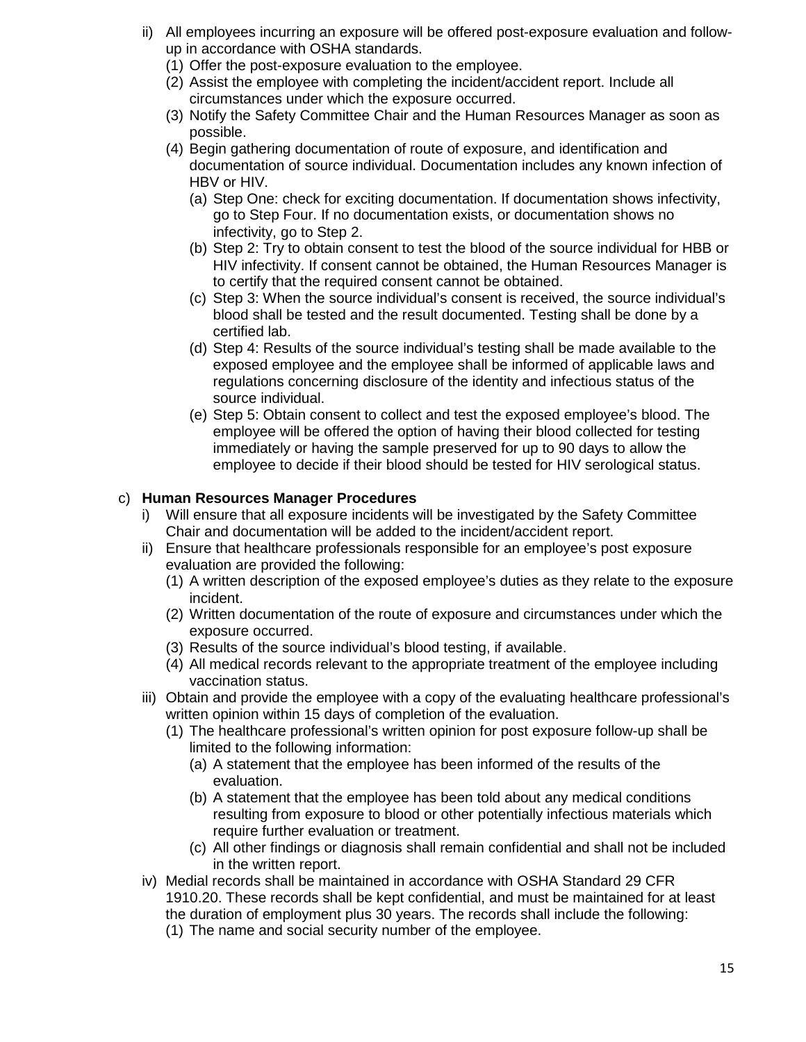ii) All employees incurring an exposure will be offered post-exposure evaluation and follow-up in accordance with OSHA standards.
   (1) Offer the post-exposure evaluation to the employee.
   (2) Assist the employee with completing the incident/accident report. Include all circumstances under which the exposure occurred.
   (3) Notify the Safety Committee Chair and the Human Resources Manager as soon as possible.
   (4) Begin gathering documentation of route of exposure, and identification and documentation of source individual. Documentation includes any known infection of HBV or HIV.
      (a) Step One: check for exciting documentation. If documentation shows infectivity, go to Step Four. If no documentation exists, or documentation shows no infectivity, go to Step 2.
      (b) Step 2: Try to obtain consent to test the blood of the source individual for HBB or HIV infectivity. If consent cannot be obtained, the Human Resources Manager is to certify that the required consent cannot be obtained.
      (c) Step 3: When the source individual's consent is received, the source individual's blood shall be tested and the result documented. Testing shall be done by a certified lab.
      (d) Step 4: Results of the source individual's testing shall be made available to the exposed employee and the employee shall be informed of applicable laws and regulations concerning disclosure of the identity and infectious status of the source individual.
      (e) Step 5: Obtain consent to collect and test the exposed employee's blood. The employee will be offered the option of having their blood collected for testing immediately or having the sample preserved for up to 90 days to allow the employee to decide if their blood should be tested for HIV serological status.

c) **Human Resources Manager Procedures**
   i) Will ensure that all exposure incidents will be investigated by the Safety Committee Chair and documentation will be added to the incident/accident report.
   ii) Ensure that healthcare professionals responsible for an employee's post exposure evaluation are provided the following:
      (1) A written description of the exposed employee's duties as they relate to the exposure incident.
      (2) Written documentation of the route of exposure and circumstances under which the exposure occurred.
      (3) Results of the source individual's blood testing, if available.
      (4) All medical records relevant to the appropriate treatment of the employee including vaccination status.
   iii) Obtain and provide the employee with a copy of the evaluating healthcare professional's written opinion within 15 days of completion of the evaluation.
      (1) The healthcare professional's written opinion for post exposure follow-up shall be limited to the following information:
         (a) A statement that the employee has been informed of the results of the evaluation.
         (b) A statement that the employee has been told about any medical conditions resulting from exposure to blood or other potentially infectious materials which require further evaluation or treatment.
         (c) All other findings or diagnosis shall remain confidential and shall not be included in the written report.
   iv) Medial records shall be maintained in accordance with OSHA Standard 29 CFR 1910.20. These records shall be kept confidential, and must be maintained for at least the duration of employment plus 30 years. The records shall include the following:
      (1) The name and social security number of the employee.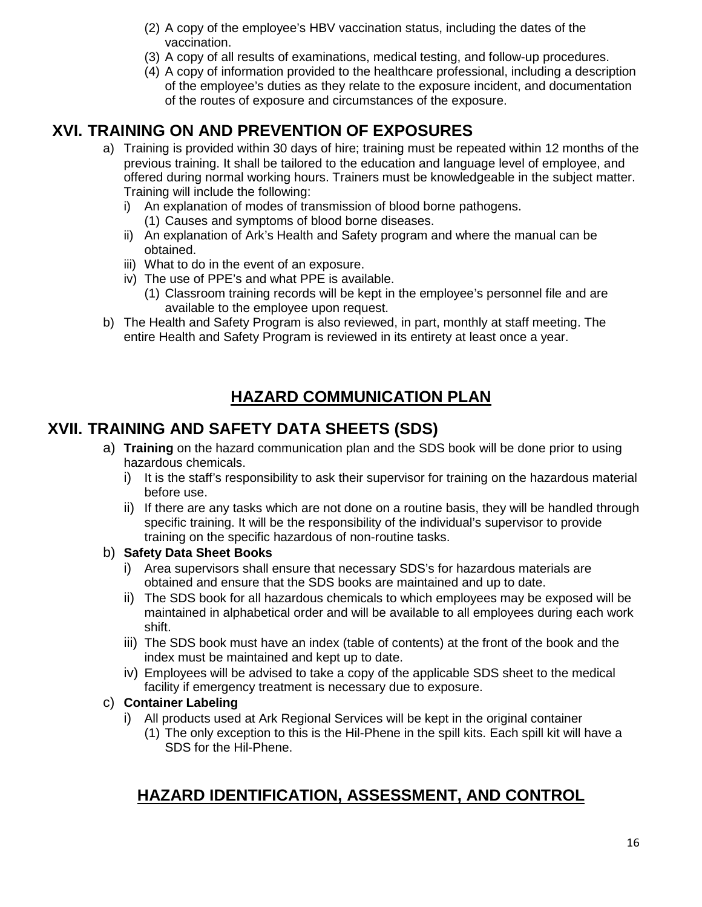(2) A copy of the employee's HBV vaccination status, including the dates of the vaccination.
(3) A copy of all results of examinations, medical testing, and follow-up procedures.
(4) A copy of information provided to the healthcare professional, including a description of the employee's duties as they relate to the exposure incident, and documentation of the routes of exposure and circumstances of the exposure.

## XVI. TRAINING ON AND PREVENTION OF EXPOSURES

a) Training is provided within 30 days of hire; training must be repeated within 12 months of the previous training. It shall be tailored to the education and language level of employee, and offered during normal working hours. Trainers must be knowledgeable in the subject matter. Training will include the following:
   i) An explanation of modes of transmission of blood borne pathogens.
      (1) Causes and symptoms of blood borne diseases.
   ii) An explanation of Ark's Health and Safety program and where the manual can be obtained.
   iii) What to do in the event of an exposure.
   iv) The use of PPE's and what PPE is available.
      (1) Classroom training records will be kept in the employee's personnel file and are available to the employee upon request.
b) The Health and Safety Program is also reviewed, in part, monthly at staff meeting. The entire Health and Safety Program is reviewed in its entirety at least once a year.

# HAZARD COMMUNICATION PLAN

## XVII. TRAINING AND SAFETY DATA SHEETS (SDS)

a) **Training** on the hazard communication plan and the SDS book will be done prior to using hazardous chemicals.
   i) It is the staff's responsibility to ask their supervisor for training on the hazardous material before use.
   ii) If there are any tasks which are not done on a routine basis, they will be handled through specific training. It will be the responsibility of the individual's supervisor to provide training on the specific hazardous of non-routine tasks.
b) **Safety Data Sheet Books**
   i) Area supervisors shall ensure that necessary SDS's for hazardous materials are obtained and ensure that the SDS books are maintained and up to date.
   ii) The SDS book for all hazardous chemicals to which employees may be exposed will be maintained in alphabetical order and will be available to all employees during each work shift.
   iii) The SDS book must have an index (table of contents) at the front of the book and the index must be maintained and kept up to date.
   iv) Employees will be advised to take a copy of the applicable SDS sheet to the medical facility if emergency treatment is necessary due to exposure.
c) **Container Labeling**
   i) All products used at Ark Regional Services will be kept in the original container
      (1) The only exception to this is the Hil-Phene in the spill kits. Each spill kit will have a SDS for the Hil-Phene.

# HAZARD IDENTIFICATION, ASSESSMENT, AND CONTROL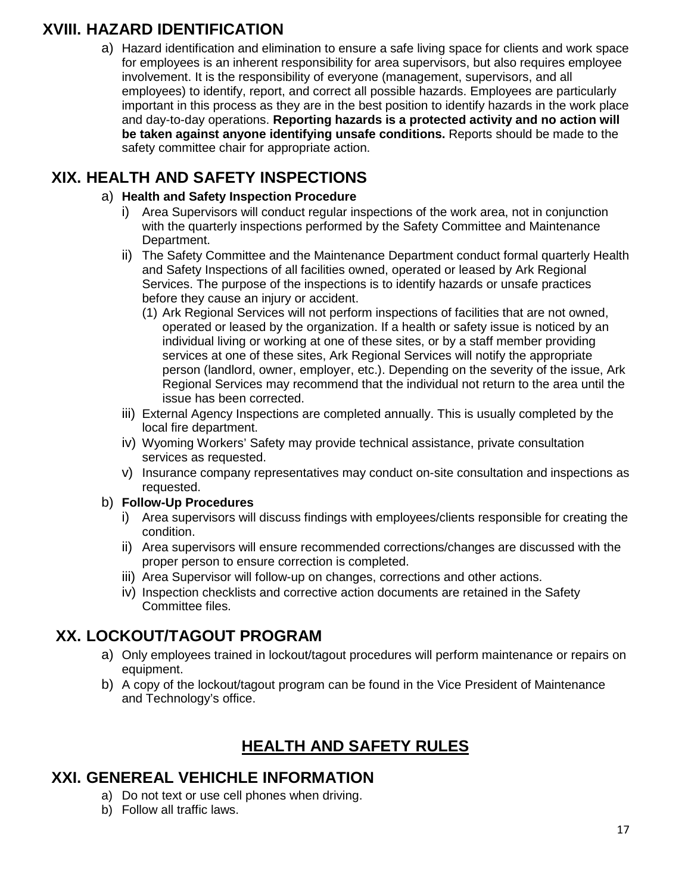## XVIII. HAZARD IDENTIFICATION

a) Hazard identification and elimination to ensure a safe living space for clients and work space for employees is an inherent responsibility for area supervisors, but also requires employee involvement. It is the responsibility of everyone (management, supervisors, and all employees) to identify, report, and correct all possible hazards. Employees are particularly important in this process as they are in the best position to identify hazards in the work place and day-to-day operations. **Reporting hazards is a protected activity and no action will be taken against anyone identifying unsafe conditions.** Reports should be made to the safety committee chair for appropriate action.

## XIX. HEALTH AND SAFETY INSPECTIONS

a) **Health and Safety Inspection Procedure**
   - i) Area Supervisors will conduct regular inspections of the work area, not in conjunction with the quarterly inspections performed by the Safety Committee and Maintenance Department.
   - ii) The Safety Committee and the Maintenance Department conduct formal quarterly Health and Safety Inspections of all facilities owned, operated or leased by Ark Regional Services. The purpose of the inspections is to identify hazards or unsafe practices before they cause an injury or accident.
     - (1) Ark Regional Services will not perform inspections of facilities that are not owned, operated or leased by the organization. If a health or safety issue is noticed by an individual living or working at one of these sites, or by a staff member providing services at one of these sites, Ark Regional Services will notify the appropriate person (landlord, owner, employer, etc.). Depending on the severity of the issue, Ark Regional Services may recommend that the individual not return to the area until the issue has been corrected.
   - iii) External Agency Inspections are completed annually. This is usually completed by the local fire department.
   - iv) Wyoming Workers' Safety may provide technical assistance, private consultation services as requested.
   - v) Insurance company representatives may conduct on-site consultation and inspections as requested.

b) **Follow-Up Procedures**
   - i) Area supervisors will discuss findings with employees/clients responsible for creating the condition.
   - ii) Area supervisors will ensure recommended corrections/changes are discussed with the proper person to ensure correction is completed.
   - iii) Area Supervisor will follow-up on changes, corrections and other actions.
   - iv) Inspection checklists and corrective action documents are retained in the Safety Committee files.

## XX. LOCKOUT/TAGOUT PROGRAM

a) Only employees trained in lockout/tagout procedures will perform maintenance or repairs on equipment.

b) A copy of the lockout/tagout program can be found in the Vice President of Maintenance and Technology's office.

# HEALTH AND SAFETY RULES

## XXI. GENEREAL VEHICHLE INFORMATION

a) Do not text or use cell phones when driving.

b) Follow all traffic laws.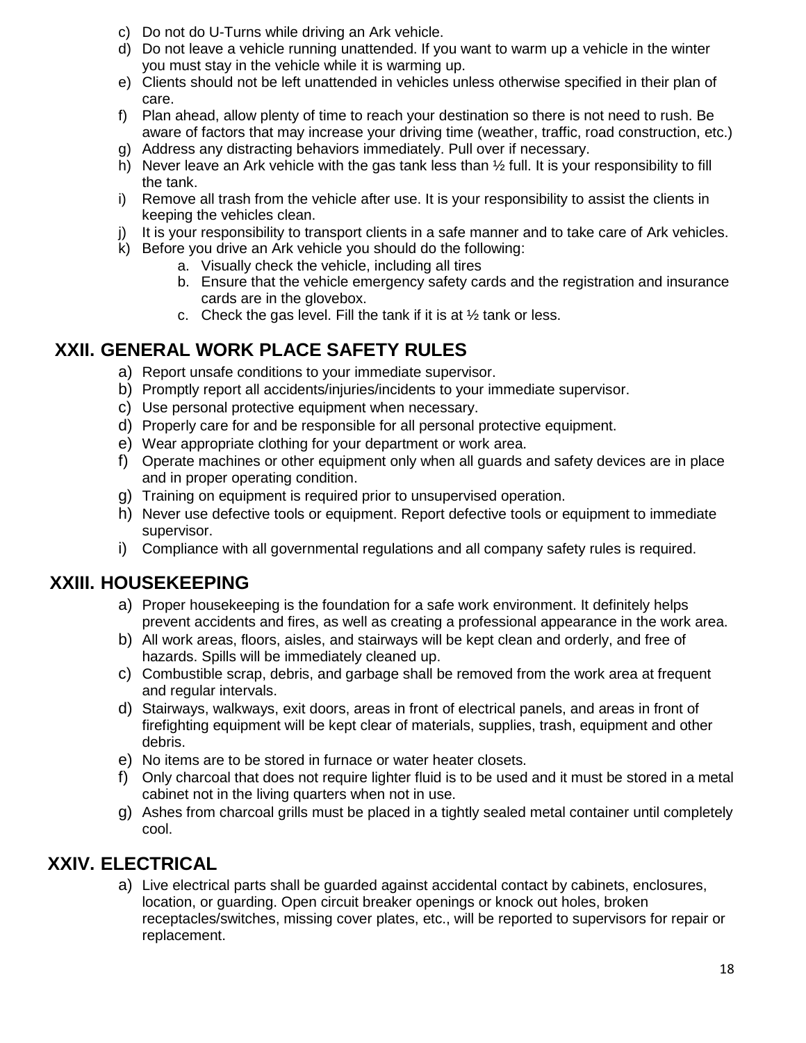c) Do not do U-Turns while driving an Ark vehicle.
d) Do not leave a vehicle running unattended. If you want to warm up a vehicle in the winter you must stay in the vehicle while it is warming up.
e) Clients should not be left unattended in vehicles unless otherwise specified in their plan of care.
f) Plan ahead, allow plenty of time to reach your destination so there is not need to rush. Be aware of factors that may increase your driving time (weather, traffic, road construction, etc.)
g) Address any distracting behaviors immediately. Pull over if necessary.
h) Never leave an Ark vehicle with the gas tank less than ½ full. It is your responsibility to fill the tank.
i) Remove all trash from the vehicle after use. It is your responsibility to assist the clients in keeping the vehicles clean.
j) It is your responsibility to transport clients in a safe manner and to take care of Ark vehicles.
k) Before you drive an Ark vehicle you should do the following:
    a. Visually check the vehicle, including all tires
    b. Ensure that the vehicle emergency safety cards and the registration and insurance cards are in the glovebox.
    c. Check the gas level. Fill the tank if it is at ½ tank or less.

## XXII. GENERAL WORK PLACE SAFETY RULES

a) Report unsafe conditions to your immediate supervisor.
b) Promptly report all accidents/injuries/incidents to your immediate supervisor.
c) Use personal protective equipment when necessary.
d) Properly care for and be responsible for all personal protective equipment.
e) Wear appropriate clothing for your department or work area.
f) Operate machines or other equipment only when all guards and safety devices are in place and in proper operating condition.
g) Training on equipment is required prior to unsupervised operation.
h) Never use defective tools or equipment. Report defective tools or equipment to immediate supervisor.
i) Compliance with all governmental regulations and all company safety rules is required.

## XXIII. HOUSEKEEPING

a) Proper housekeeping is the foundation for a safe work environment. It definitely helps prevent accidents and fires, as well as creating a professional appearance in the work area.
b) All work areas, floors, aisles, and stairways will be kept clean and orderly, and free of hazards. Spills will be immediately cleaned up.
c) Combustible scrap, debris, and garbage shall be removed from the work area at frequent and regular intervals.
d) Stairways, walkways, exit doors, areas in front of electrical panels, and areas in front of firefighting equipment will be kept clear of materials, supplies, trash, equipment and other debris.
e) No items are to be stored in furnace or water heater closets.
f) Only charcoal that does not require lighter fluid is to be used and it must be stored in a metal cabinet not in the living quarters when not in use.
g) Ashes from charcoal grills must be placed in a tightly sealed metal container until completely cool.

## XXIV. ELECTRICAL

a) Live electrical parts shall be guarded against accidental contact by cabinets, enclosures, location, or guarding. Open circuit breaker openings or knock out holes, broken receptacles/switches, missing cover plates, etc., will be reported to supervisors for repair or replacement.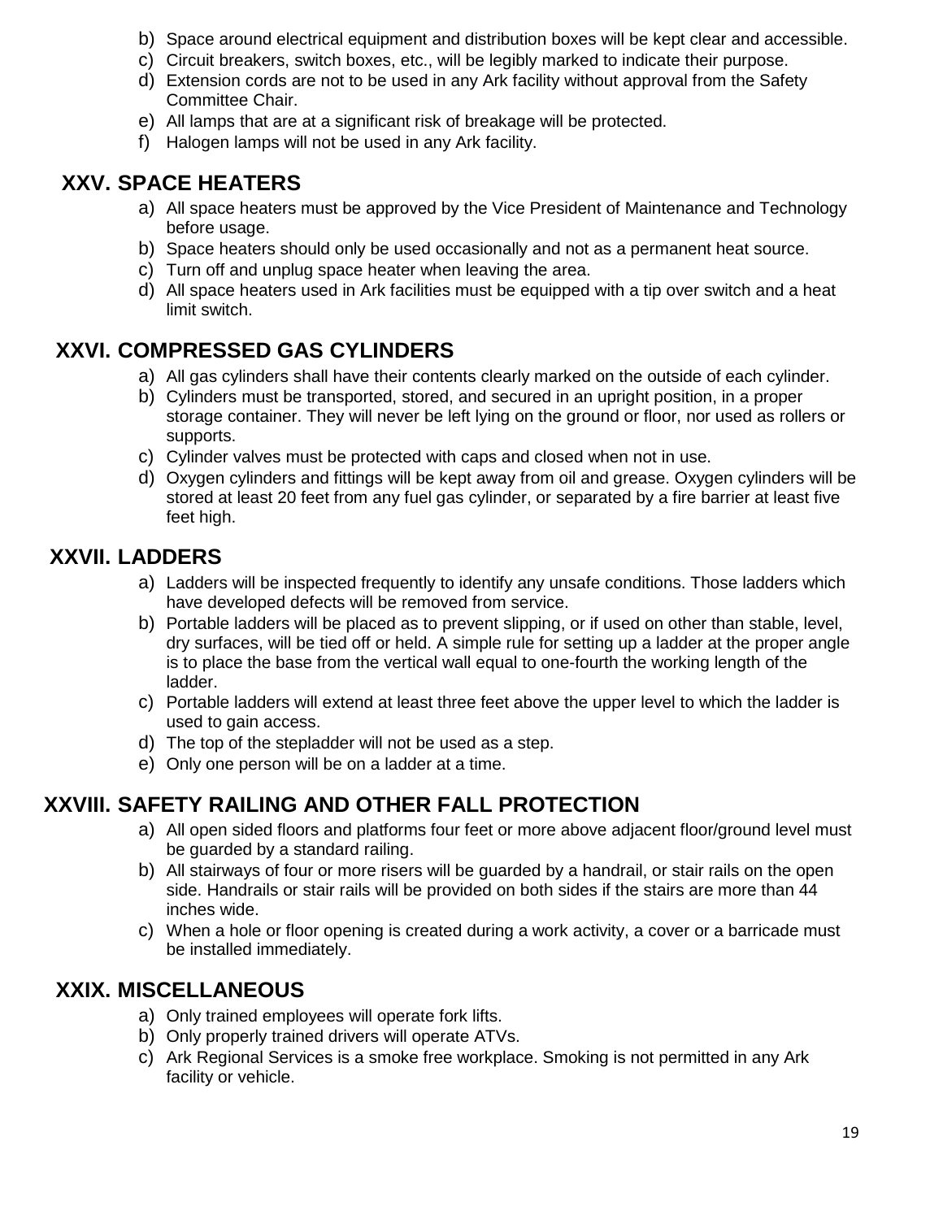b) Space around electrical equipment and distribution boxes will be kept clear and accessible.
c) Circuit breakers, switch boxes, etc., will be legibly marked to indicate their purpose.
d) Extension cords are not to be used in any Ark facility without approval from the Safety Committee Chair.
e) All lamps that are at a significant risk of breakage will be protected.
f) Halogen lamps will not be used in any Ark facility.

## XXV. SPACE HEATERS

a) All space heaters must be approved by the Vice President of Maintenance and Technology before usage.
b) Space heaters should only be used occasionally and not as a permanent heat source.
c) Turn off and unplug space heater when leaving the area.
d) All space heaters used in Ark facilities must be equipped with a tip over switch and a heat limit switch.

## XXVI. COMPRESSED GAS CYLINDERS

a) All gas cylinders shall have their contents clearly marked on the outside of each cylinder.
b) Cylinders must be transported, stored, and secured in an upright position, in a proper storage container. They will never be left lying on the ground or floor, nor used as rollers or supports.
c) Cylinder valves must be protected with caps and closed when not in use.
d) Oxygen cylinders and fittings will be kept away from oil and grease. Oxygen cylinders will be stored at least 20 feet from any fuel gas cylinder, or separated by a fire barrier at least five feet high.

## XXVII. LADDERS

a) Ladders will be inspected frequently to identify any unsafe conditions. Those ladders which have developed defects will be removed from service.
b) Portable ladders will be placed as to prevent slipping, or if used on other than stable, level, dry surfaces, will be tied off or held. A simple rule for setting up a ladder at the proper angle is to place the base from the vertical wall equal to one-fourth the working length of the ladder.
c) Portable ladders will extend at least three feet above the upper level to which the ladder is used to gain access.
d) The top of the stepladder will not be used as a step.
e) Only one person will be on a ladder at a time.

## XXVIII. SAFETY RAILING AND OTHER FALL PROTECTION

a) All open sided floors and platforms four feet or more above adjacent floor/ground level must be guarded by a standard railing.
b) All stairways of four or more risers will be guarded by a handrail, or stair rails on the open side. Handrails or stair rails will be provided on both sides if the stairs are more than 44 inches wide.
c) When a hole or floor opening is created during a work activity, a cover or a barricade must be installed immediately.

## XXIX. MISCELLANEOUS

a) Only trained employees will operate fork lifts.
b) Only properly trained drivers will operate ATVs.
c) Ark Regional Services is a smoke free workplace. Smoking is not permitted in any Ark facility or vehicle.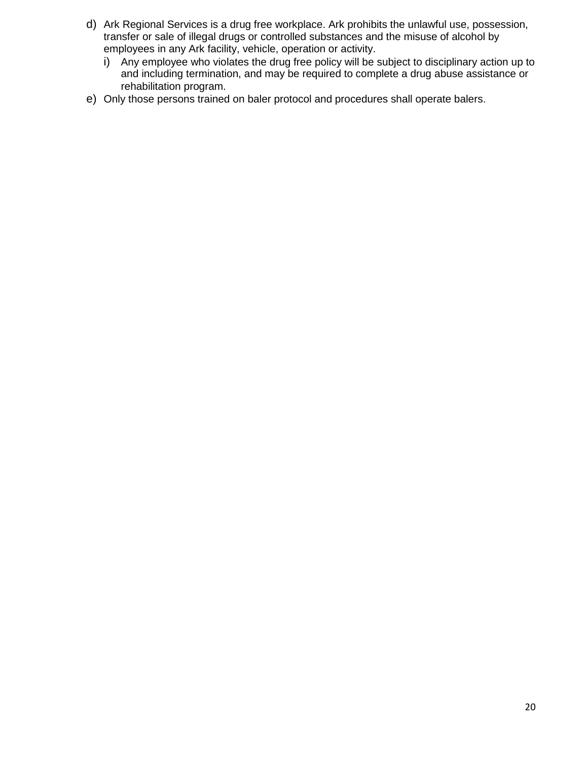d) Ark Regional Services is a drug free workplace. Ark prohibits the unlawful use, possession, transfer or sale of illegal drugs or controlled substances and the misuse of alcohol by employees in any Ark facility, vehicle, operation or activity.
   i) Any employee who violates the drug free policy will be subject to disciplinary action up to and including termination, and may be required to complete a drug abuse assistance or rehabilitation program.

e) Only those persons trained on baler protocol and procedures shall operate balers.